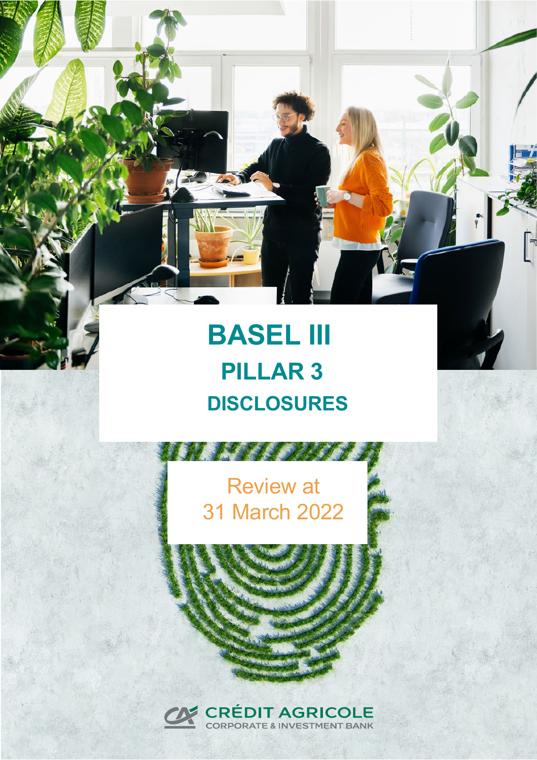# BASEL III

## PILLAR 3

## DISCLOSURES

Review at
31 March 2022

CRÉDIT AGRICOLE
CORPORATE & INVESTMENT BANK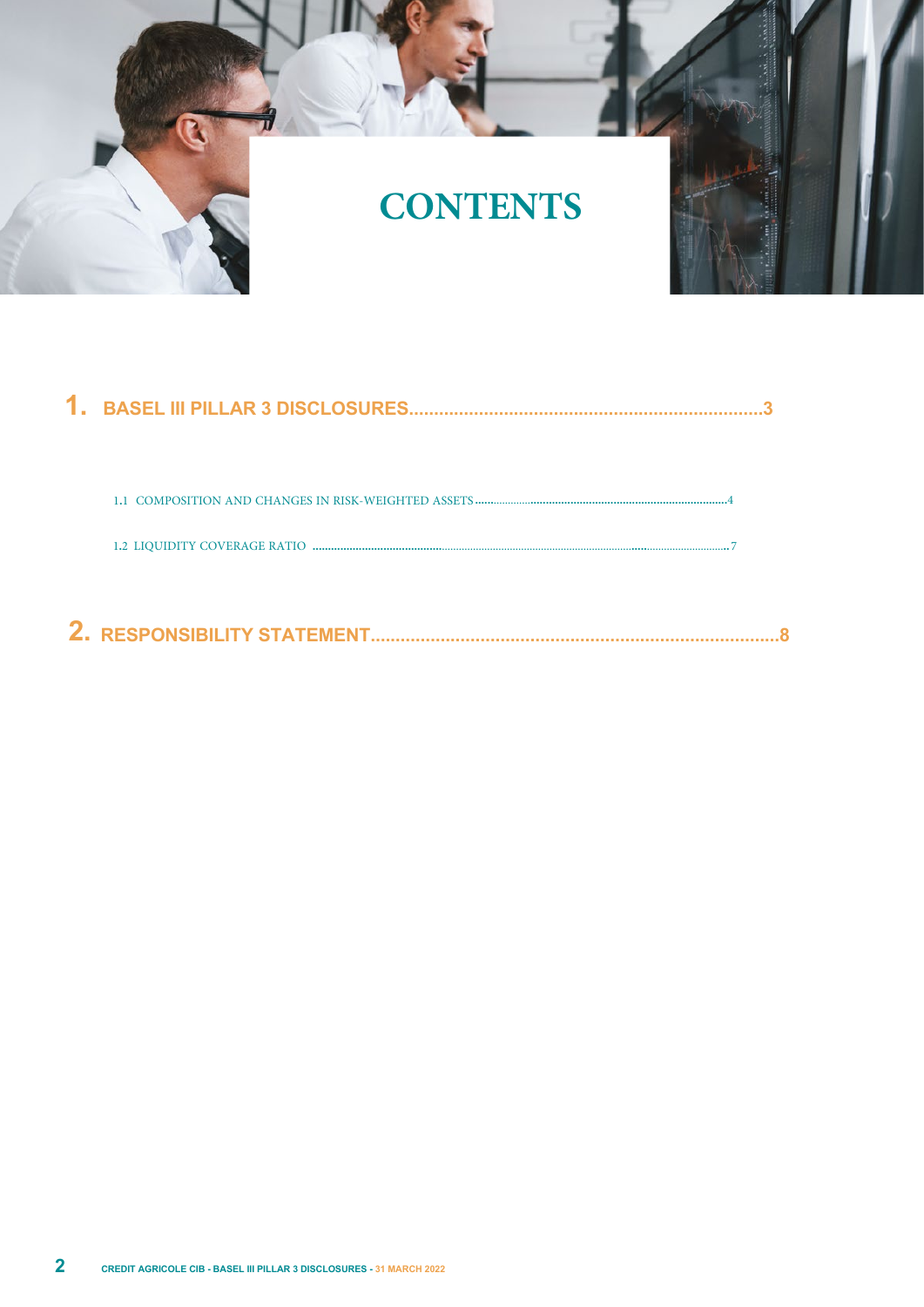# CONTENTS

**1. BASEL III PILLAR 3 DISCLOSURES.....................................................................3**

1.1 COMPOSITION AND CHANGES IN RISK-WEIGHTED ASSETS.......................................................................................4

1.2 LIQUIDITY COVERAGE RATIO ..........................................................................................................................7

**2. RESPONSIBILITY STATEMENT................................................................................8**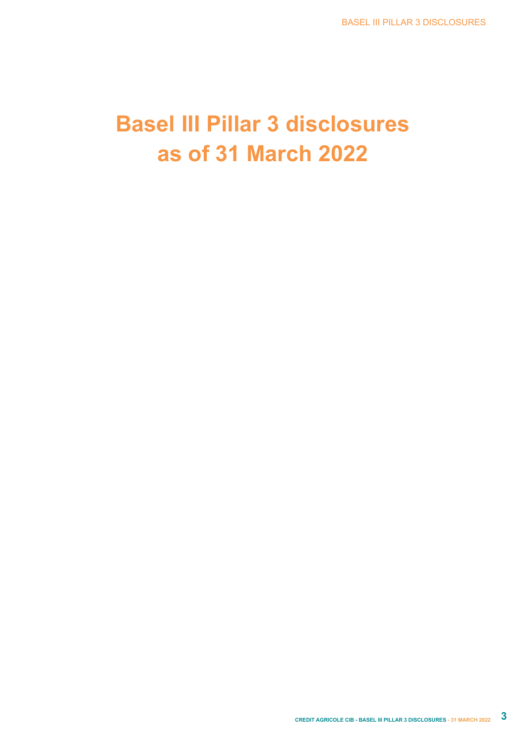# Basel III Pillar 3 disclosures as of 31 March 2022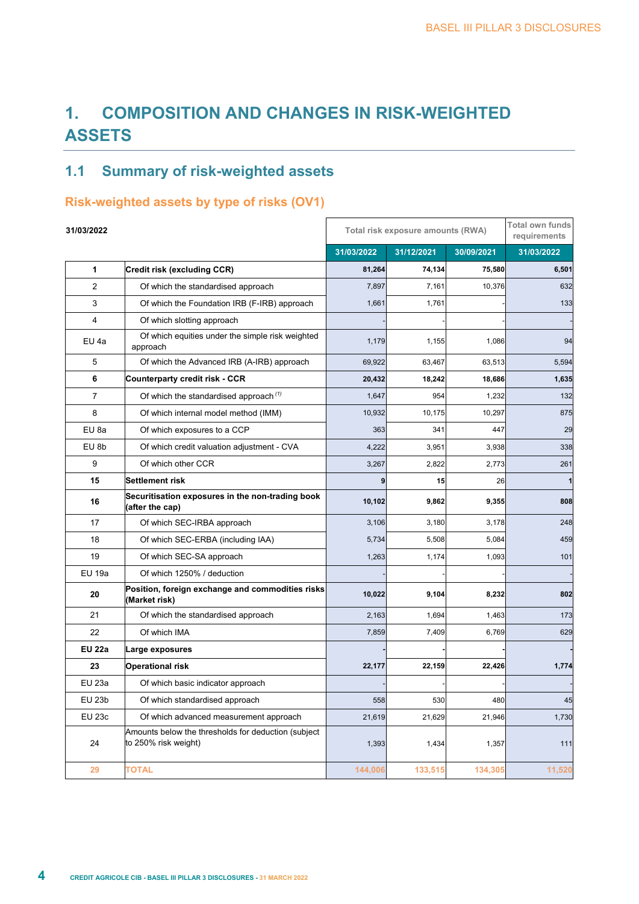# 1. COMPOSITION AND CHANGES IN RISK-WEIGHTED ASSETS

## 1.1 Summary of risk-weighted assets

### Risk-weighted assets by type of risks (OV1)

| 31/03/2022 | | Total risk exposure amounts (RWA) | | | Total own funds requirements |
|---|---|---|---|---|---|
| | | 31/03/2022 | 31/12/2021 | 30/09/2021 | 31/03/2022 |
| **1** | **Credit risk (excluding CCR)** | **81,264** | **74,134** | **75,580** | **6,501** |
| 2 | Of which the standardised approach | 7,897 | 7,161 | 10,376 | 632 |
| 3 | Of which the Foundation IRB (F-IRB) approach | 1,661 | 1,761 | - | 133 |
| 4 | Of which slotting approach | - | - | - | - |
| EU 4a | Of which equities under the simple risk weighted approach | 1,179 | 1,155 | 1,086 | 94 |
| 5 | Of which the Advanced IRB (A-IRB) approach | 69,922 | 63,467 | 63,513 | 5,594 |
| **6** | **Counterparty credit risk - CCR** | **20,432** | **18,242** | **18,686** | **1,635** |
| 7 | Of which the standardised approach (1) | 1,647 | 954 | 1,232 | 132 |
| 8 | Of which internal model method (IMM) | 10,932 | 10,175 | 10,297 | 875 |
| EU 8a | Of which exposures to a CCP | 363 | 341 | 447 | 29 |
| EU 8b | Of which credit valuation adjustment - CVA | 4,222 | 3,951 | 3,938 | 338 |
| 9 | Of which other CCR | 3,267 | 2,822 | 2,773 | 261 |
| **15** | **Settlement risk** | **9** | **15** | **26** | **1** |
| **16** | **Securitisation exposures in the non-trading book (after the cap)** | **10,102** | **9,862** | **9,355** | **808** |
| 17 | Of which SEC-IRBA approach | 3,106 | 3,180 | 3,178 | 248 |
| 18 | Of which SEC-ERBA (including IAA) | 5,734 | 5,508 | 5,084 | 459 |
| 19 | Of which SEC-SA approach | 1,263 | 1,174 | 1,093 | 101 |
| EU 19a | Of which 1250% / deduction | - | - | - | - |
| **20** | **Position, foreign exchange and commodities risks (Market risk)** | **10,022** | **9,104** | **8,232** | **802** |
| 21 | Of which the standardised approach | 2,163 | 1,694 | 1,463 | 173 |
| 22 | Of which IMA | 7,859 | 7,409 | 6,769 | 629 |
| **EU 22a** | **Large exposures** | **-** | **-** | **-** | **-** |
| **23** | **Operational risk** | **22,177** | **22,159** | **22,426** | **1,774** |
| EU 23a | Of which basic indicator approach | - | - | - | - |
| EU 23b | Of which standardised approach | 558 | 530 | 480 | 45 |
| EU 23c | Of which advanced measurement approach | 21,619 | 21,629 | 21,946 | 1,730 |
| 24 | Amounts below the thresholds for deduction (subject to 250% risk weight) | 1,393 | 1,434 | 1,357 | 111 |
| **29** | **TOTAL** | **144,006** | **133,515** | **134,305** | **11,520** |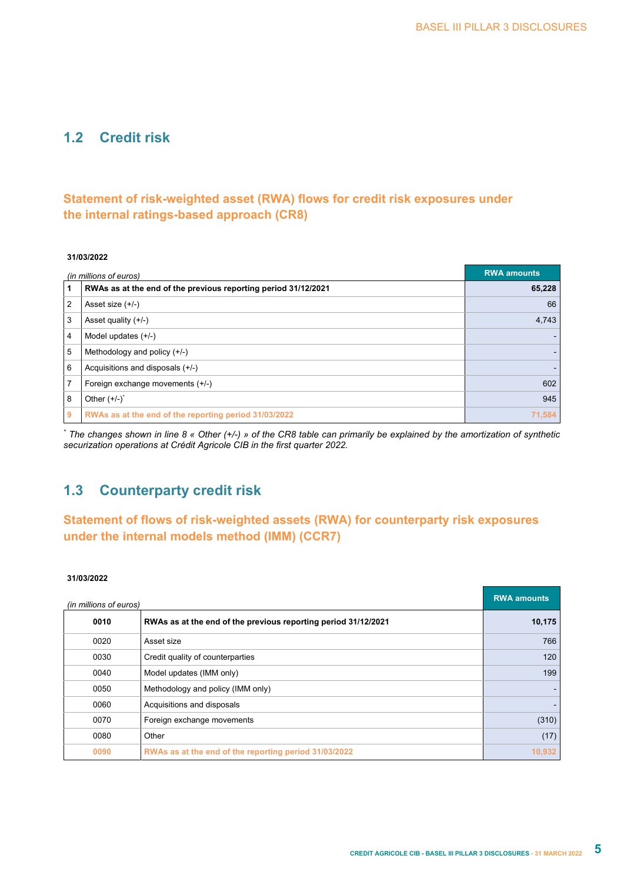## 1.2 Credit risk

### Statement of risk-weighted asset (RWA) flows for credit risk exposures under the internal ratings-based approach (CR8)

**31/03/2022**

| *(in millions of euros)* | | RWA amounts |
|---|---|---|
| **1** | **RWAs as at the end of the previous reporting period 31/12/2021** | **65,228** |
| 2 | Asset size (+/-) | 66 |
| 3 | Asset quality (+/-) | 4,743 |
| 4 | Model updates (+/-) | - |
| 5 | Methodology and policy (+/-) | - |
| 6 | Acquisitions and disposals (+/-) | - |
| 7 | Foreign exchange movements (+/-) | 602 |
| 8 | Other (+/-)* | 945 |
| **9** | **RWAs as at the end of the reporting period 31/03/2022** | **71,584** |

*\* The changes shown in line 8 « Other (+/-) » of the CR8 table can primarily be explained by the amortization of synthetic securization operations at Crédit Agricole CIB in the first quarter 2022.*

## 1.3 Counterparty credit risk

### Statement of flows of risk-weighted assets (RWA) for counterparty risk exposures under the internal models method (IMM) (CCR7)

**31/03/2022**

| *(in millions of euros)* | | RWA amounts |
|---|---|---|
| **0010** | **RWAs as at the end of the previous reporting period 31/12/2021** | **10,175** |
| 0020 | Asset size | 766 |
| 0030 | Credit quality of counterparties | 120 |
| 0040 | Model updates (IMM only) | 199 |
| 0050 | Methodology and policy (IMM only) | - |
| 0060 | Acquisitions and disposals | - |
| 0070 | Foreign exchange movements | (310) |
| 0080 | Other | (17) |
| **0090** | **RWAs as at the end of the reporting period 31/03/2022** | **10,932** |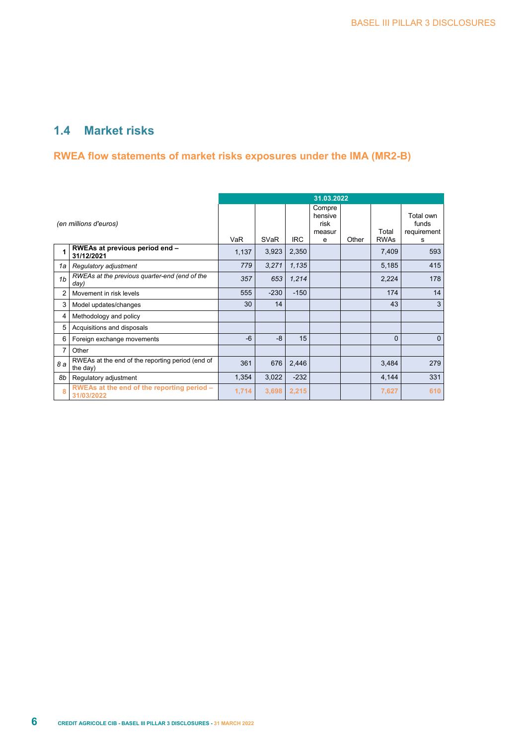## 1.4 Market risks

### RWEA flow statements of market risks exposures under the IMA (MR2-B)

| | *(en millions d'euros)* | 31.03.2022 | | | | | | |
|---|---|---|---|---|---|---|---|---|
| | | VaR | SVaR | IRC | Comprehensive risk measure | Other | Total RWAs | Total own funds requirements |
| **1** | **RWEAs at previous period end – 31/12/2021** | 1,137 | 3,923 | 2,350 | | | 7,409 | 593 |
| *1a* | *Regulatory adjustment* | *779* | *3,271* | *1,135* | | | 5,185 | 415 |
| *1b* | *RWEAs at the previous quarter-end (end of the day)* | *357* | *653* | *1,214* | | | 2,224 | 178 |
| 2 | Movement in risk levels | 555 | -230 | -150 | | | 174 | 14 |
| 3 | Model updates/changes | 30 | 14 | | | | 43 | 3 |
| 4 | Methodology and policy | | | | | | | |
| 5 | Acquisitions and disposals | | | | | | | |
| 6 | Foreign exchange movements | -6 | -8 | 15 | | | 0 | 0 |
| 7 | Other | | | | | | | |
| *8 a* | RWEAs at the end of the reporting period (end of the day) | 361 | 676 | 2,446 | | | 3,484 | 279 |
| *8b* | Regulatory adjustment | 1,354 | 3,022 | -232 | | | 4,144 | 331 |
| **8** | **RWEAs at the end of the reporting period – 31/03/2022** | **1,714** | **3,698** | **2,215** | | | **7,627** | **610** |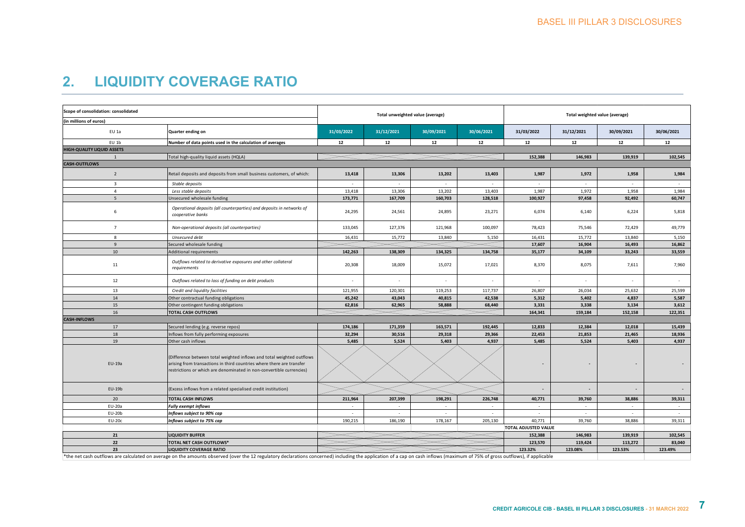## 2. LIQUIDITY COVERAGE RATIO

| Scope of consolidation: consolidated | | Total unweighted value (average) | | | | Total weighted value (average) | | | |
|---|---|---|---|---|---|---|---|---|---|
| (in millions of euros) | | | | | | | | | |
| EU 1a | Quarter ending on | 31/03/2022 | 31/12/2021 | 30/09/2021 | 30/06/2021 | 31/03/2022 | 31/12/2021 | 30/09/2021 | 30/06/2021 |
| EU 1b | Number of data points used in the calculation of averages | 12 | 12 | 12 | 12 | 12 | 12 | 12 | 12 |
| **HIGH-QUALITY LIQUID ASSETS** | | | | | | | | | |
| 1 | Total high-quality liquid assets (HQLA) | | | | | 152,388 | 146,983 | 139,919 | 102,545 |
| **CASH-OUTFLOWS** | | | | | | | | | |
| 2 | Retail deposits and deposits from small business customers, of which: | 13,418 | 13,306 | 13,202 | 13,403 | 1,987 | 1,972 | 1,958 | 1,984 |
| 3 | *Stable deposits* | - | - | - | - | - | - | - | - |
| 4 | *Less stable deposits* | 13,418 | 13,306 | 13,202 | 13,403 | 1,987 | 1,972 | 1,958 | 1,984 |
| 5 | Unsecured wholesale funding | 173,771 | 167,709 | 160,703 | 128,518 | 100,927 | 97,458 | 92,492 | 60,747 |
| 6 | *Operational deposits (all counterparties) and deposits in networks of cooperative banks* | 24,295 | 24,561 | 24,895 | 23,271 | 6,074 | 6,140 | 6,224 | 5,818 |
| 7 | *Non-operational deposits (all counterparties)* | 133,045 | 127,376 | 121,968 | 100,097 | 78,423 | 75,546 | 72,429 | 49,779 |
| 8 | *Unsecured debt* | 16,431 | 15,772 | 13,840 | 5,150 | 16,431 | 15,772 | 13,840 | 5,150 |
| 9 | Secured wholesale funding | | | | | 17,607 | 16,904 | 16,493 | 16,862 |
| 10 | Additional requirements | 142,263 | 138,309 | 134,325 | 134,758 | 35,177 | 34,109 | 33,243 | 33,559 |
| 11 | *Outflows related to derivative exposures and other collateral requirements* | 20,308 | 18,009 | 15,072 | 17,021 | 8,370 | 8,075 | 7,611 | 7,960 |
| 12 | *Outflows related to loss of funding on debt products* | - | - | - | - | - | - | - | - |
| 13 | *Credit and liquidity facilities* | 121,955 | 120,301 | 119,253 | 117,737 | 26,807 | 26,034 | 25,632 | 25,599 |
| 14 | Other contractual funding obligations | 45,242 | 43,043 | 40,815 | 42,538 | 5,312 | 5,402 | 4,837 | 5,587 |
| 15 | Other contingent funding obligations | 62,816 | 62,965 | 58,888 | 68,440 | 3,331 | 3,338 | 3,134 | 3,612 |
| 16 | **TOTAL CASH OUTFLOWS** | | | | | 164,341 | 159,184 | 152,158 | 122,351 |
| **CASH-INFLOWS** | | | | | | | | | |
| 17 | Secured lending (e.g. reverse repos) | 174,186 | 171,359 | 163,571 | 192,445 | 12,833 | 12,384 | 12,018 | 15,439 |
| 18 | Inflows from fully performing exposures | 32,294 | 30,516 | 29,318 | 29,366 | 22,453 | 21,853 | 21,465 | 18,936 |
| 19 | Other cash inflows | 5,485 | 5,524 | 5,403 | 4,937 | 5,485 | 5,524 | 5,403 | 4,937 |
| EU-19a | (Difference between total weighted inflows and total weighted outflows arising from transactions in third countries where there are transfer restrictions or which are denominated in non-convertible currencies) | | | | | - | - | - | - |
| EU-19b | (Excess inflows from a related specialised credit institution) | | | | | - | - | - | - |
| 20 | **TOTAL CASH INFLOWS** | 211,964 | 207,399 | 198,291 | 226,748 | 40,771 | 39,760 | 38,886 | 39,311 |
| EU-20a | ***Fully exempt inflows*** | - | - | - | - | - | - | - | - |
| EU-20b | ***Inflows subject to 90% cap*** | - | - | - | - | - | - | - | - |
| EU-20c | ***Inflows subject to 75% cap*** | 190,215 | 186,190 | 178,167 | 205,130 | 40,771 | 39,760 | 38,886 | 39,311 |
| | | | | | | **TOTAL ADJUSTED VALUE** | | | |
| **21** | **LIQUIDITY BUFFER** | | | | | 152,388 | 146,983 | 139,919 | 102,545 |
| **22** | **TOTAL NET CASH OUTFLOWS*** | | | | | 123,570 | 119,424 | 113,272 | 83,040 |
| **23** | **LIQUIDITY COVERAGE RATIO** | | | | | 123.32% | 123.08% | 123.53% | 123.49% |

*the net cash outflows are calculated on average on the amounts observed (over the 12 regulatory declarations concerned) including the application of a cap on cash inflows (maximum of 75% of gross outflows), if applicable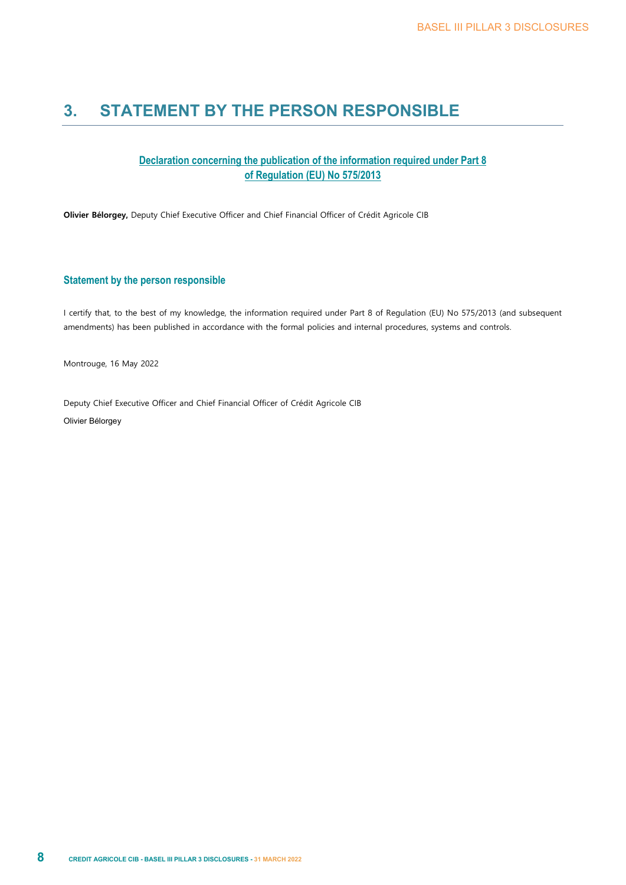# 3. STATEMENT BY THE PERSON RESPONSIBLE

## Declaration concerning the publication of the information required under Part 8 of Regulation (EU) No 575/2013

**Olivier Bélorgey,** Deputy Chief Executive Officer and Chief Financial Officer of Crédit Agricole CIB

### Statement by the person responsible

I certify that, to the best of my knowledge, the information required under Part 8 of Regulation (EU) No 575/2013 (and subsequent amendments) has been published in accordance with the formal policies and internal procedures, systems and controls.

Montrouge, 16 May 2022

Deputy Chief Executive Officer and Chief Financial Officer of Crédit Agricole CIB

Olivier Bélorgey